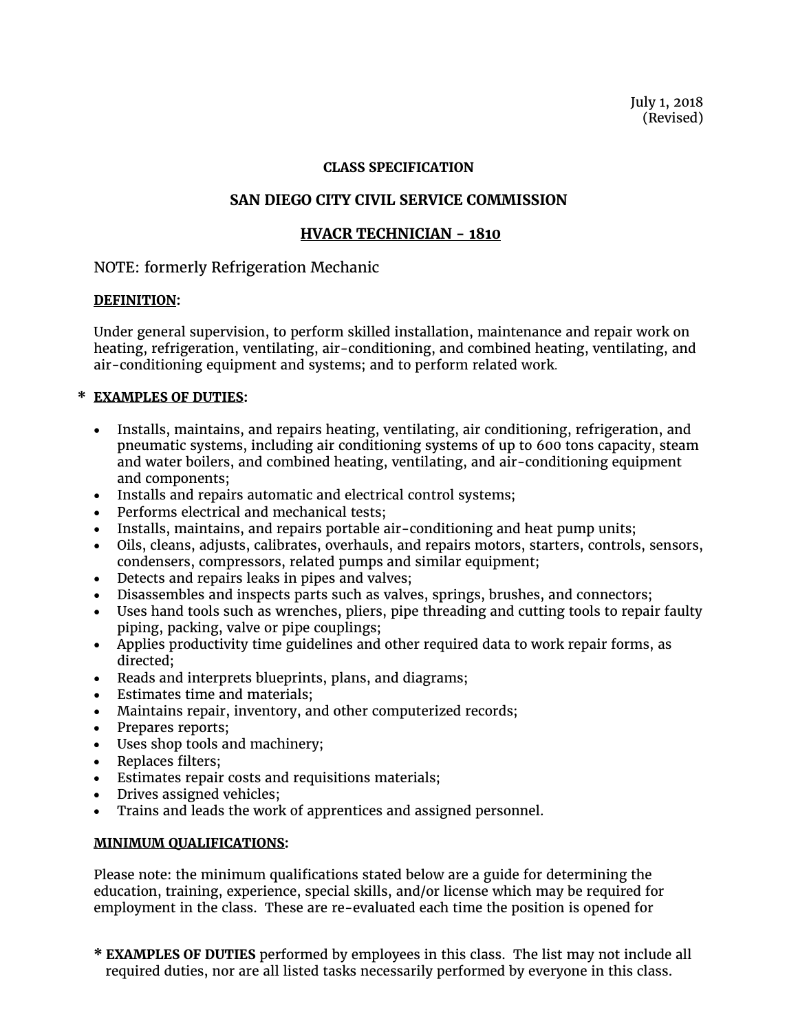July 1, 2018
(Revised)

**CLASS SPECIFICATION**

## SAN DIEGO CITY CIVIL SERVICE COMMISSION

## HVACR TECHNICIAN - 1810

NOTE: formerly Refrigeration Mechanic

### DEFINITION:

Under general supervision, to perform skilled installation, maintenance and repair work on heating, refrigeration, ventilating, air-conditioning, and combined heating, ventilating, and air-conditioning equipment and systems; and to perform related work.

### * EXAMPLES OF DUTIES:

- Installs, maintains, and repairs heating, ventilating, air conditioning, refrigeration, and pneumatic systems, including air conditioning systems of up to 600 tons capacity, steam and water boilers, and combined heating, ventilating, and air-conditioning equipment and components;
- Installs and repairs automatic and electrical control systems;
- Performs electrical and mechanical tests;
- Installs, maintains, and repairs portable air-conditioning and heat pump units;
- Oils, cleans, adjusts, calibrates, overhauls, and repairs motors, starters, controls, sensors, condensers, compressors, related pumps and similar equipment;
- Detects and repairs leaks in pipes and valves;
- Disassembles and inspects parts such as valves, springs, brushes, and connectors;
- Uses hand tools such as wrenches, pliers, pipe threading and cutting tools to repair faulty piping, packing, valve or pipe couplings;
- Applies productivity time guidelines and other required data to work repair forms, as directed;
- Reads and interprets blueprints, plans, and diagrams;
- Estimates time and materials;
- Maintains repair, inventory, and other computerized records;
- Prepares reports;
- Uses shop tools and machinery;
- Replaces filters;
- Estimates repair costs and requisitions materials;
- Drives assigned vehicles;
- Trains and leads the work of apprentices and assigned personnel.

### MINIMUM QUALIFICATIONS:

Please note: the minimum qualifications stated below are a guide for determining the education, training, experience, special skills, and/or license which may be required for employment in the class. These are re-evaluated each time the position is opened for

**\* EXAMPLES OF DUTIES** performed by employees in this class. The list may not include all required duties, nor are all listed tasks necessarily performed by everyone in this class.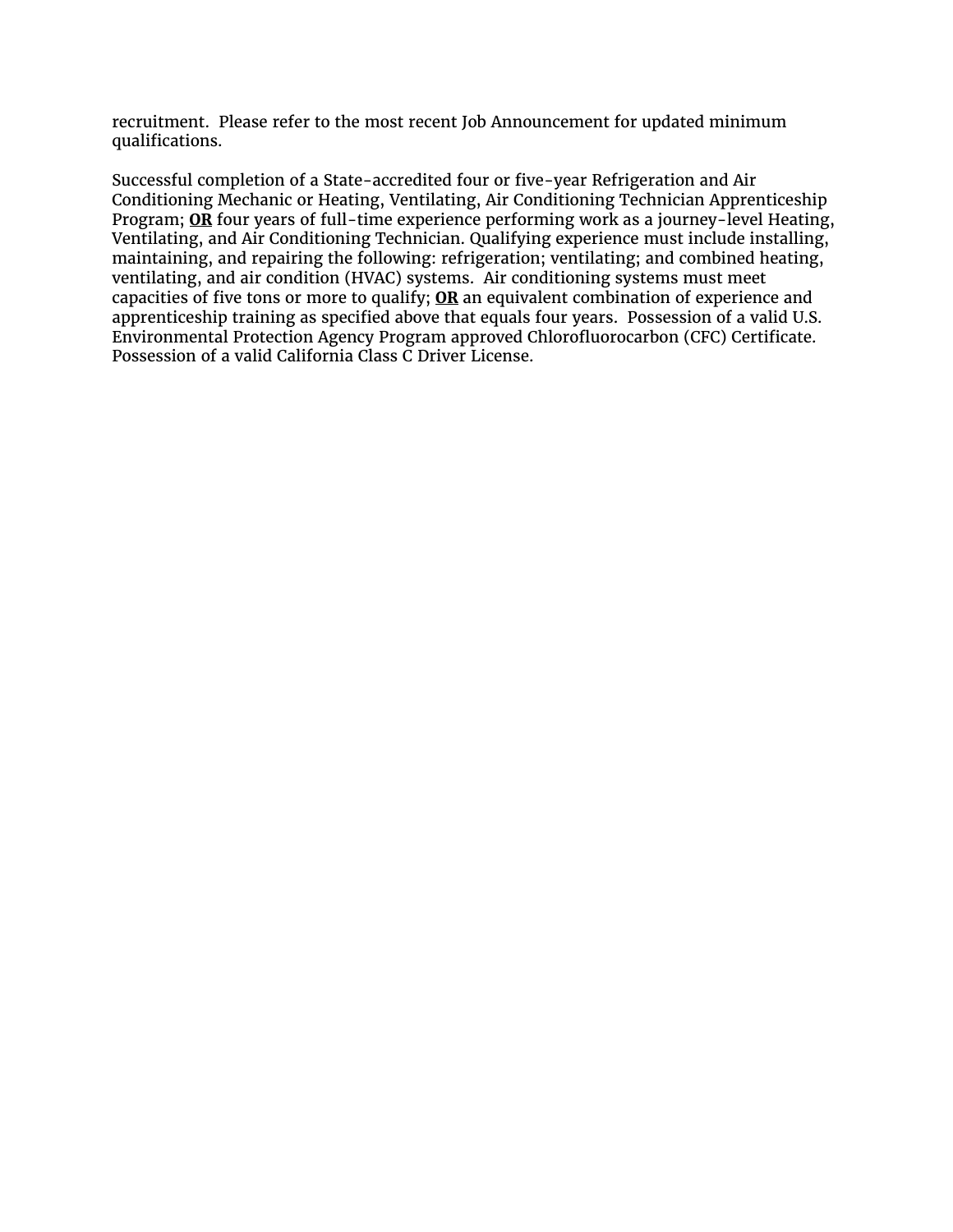recruitment. Please refer to the most recent Job Announcement for updated minimum qualifications.

Successful completion of a State-accredited four or five-year Refrigeration and Air Conditioning Mechanic or Heating, Ventilating, Air Conditioning Technician Apprenticeship Program; **OR** four years of full-time experience performing work as a journey-level Heating, Ventilating, and Air Conditioning Technician. Qualifying experience must include installing, maintaining, and repairing the following: refrigeration; ventilating; and combined heating, ventilating, and air condition (HVAC) systems. Air conditioning systems must meet capacities of five tons or more to qualify; **OR** an equivalent combination of experience and apprenticeship training as specified above that equals four years. Possession of a valid U.S. Environmental Protection Agency Program approved Chlorofluorocarbon (CFC) Certificate. Possession of a valid California Class C Driver License.